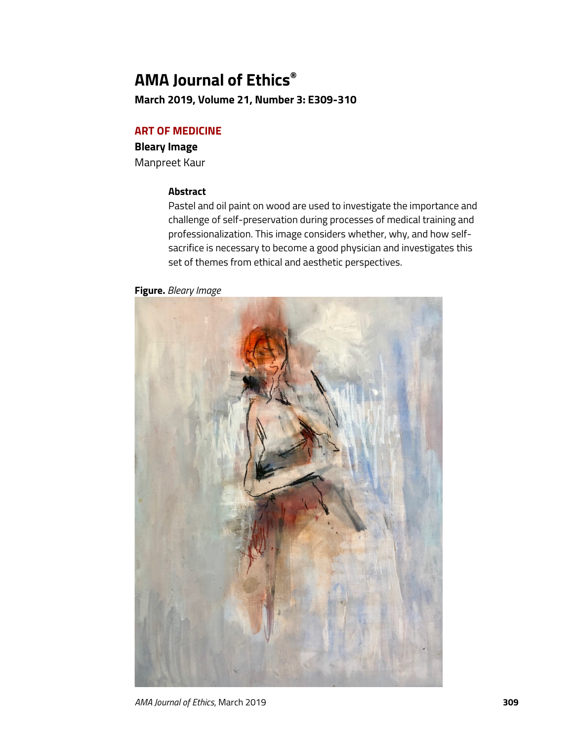# AMA Journal of Ethics®

**March 2019, Volume 21, Number 3: E309-310**

## ART OF MEDICINE

**Bleary Image**

Manpreet Kaur

### Abstract

Pastel and oil paint on wood are used to investigate the importance and challenge of self-preservation during processes of medical training and professionalization. This image considers whether, why, and how self-sacrifice is necessary to become a good physician and investigates this set of themes from ethical and aesthetic perspectives.

**Figure.** *Bleary Image*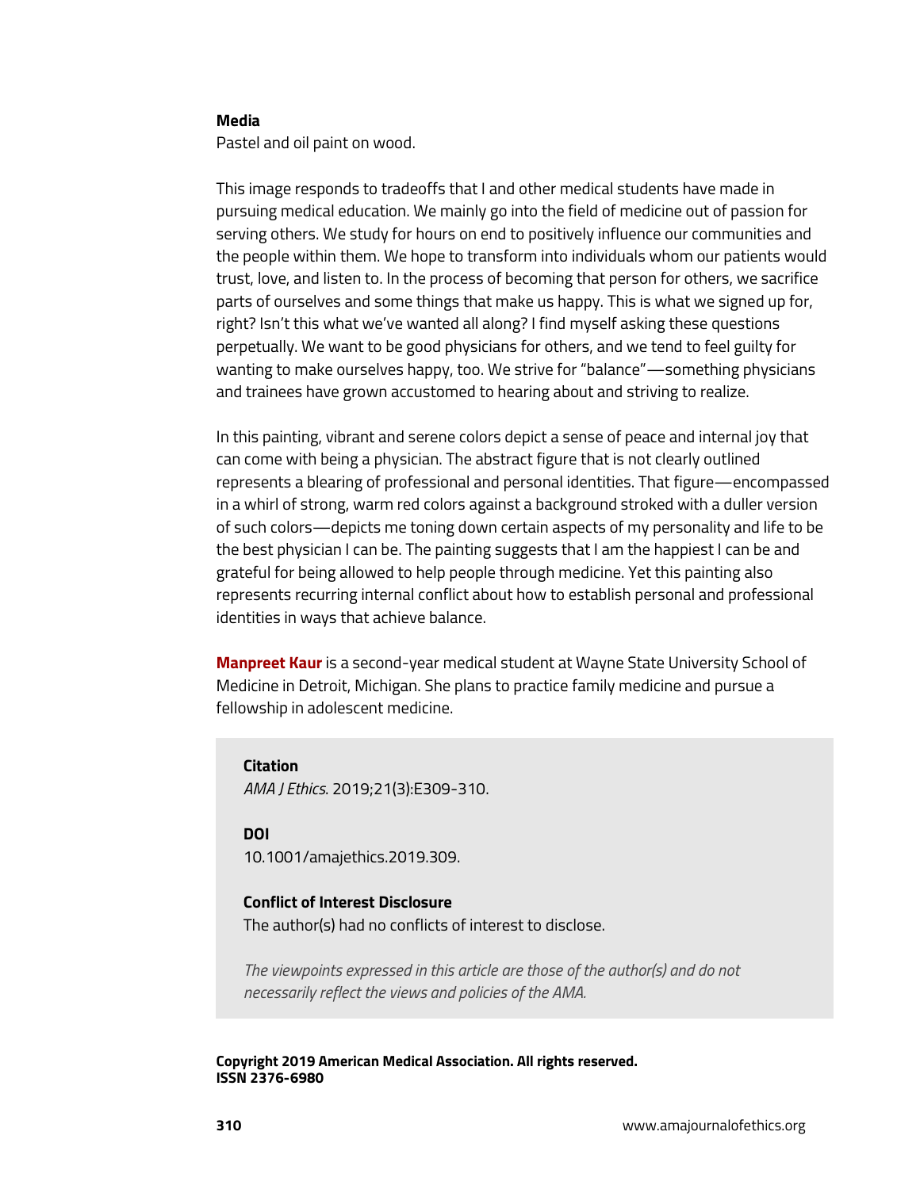**Media**
Pastel and oil paint on wood.

This image responds to tradeoffs that I and other medical students have made in pursuing medical education. We mainly go into the field of medicine out of passion for serving others. We study for hours on end to positively influence our communities and the people within them. We hope to transform into individuals whom our patients would trust, love, and listen to. In the process of becoming that person for others, we sacrifice parts of ourselves and some things that make us happy. This is what we signed up for, right? Isn't this what we've wanted all along? I find myself asking these questions perpetually. We want to be good physicians for others, and we tend to feel guilty for wanting to make ourselves happy, too. We strive for "balance"—something physicians and trainees have grown accustomed to hearing about and striving to realize.

In this painting, vibrant and serene colors depict a sense of peace and internal joy that can come with being a physician. The abstract figure that is not clearly outlined represents a blearing of professional and personal identities. That figure—encompassed in a whirl of strong, warm red colors against a background stroked with a duller version of such colors—depicts me toning down certain aspects of my personality and life to be the best physician I can be. The painting suggests that I am the happiest I can be and grateful for being allowed to help people through medicine. Yet this painting also represents recurring internal conflict about how to establish personal and professional identities in ways that achieve balance.

**Manpreet Kaur** is a second-year medical student at Wayne State University School of Medicine in Detroit, Michigan. She plans to practice family medicine and pursue a fellowship in adolescent medicine.

**Citation**
*AMA J Ethics*. 2019;21(3):E309-310.

**DOI**
10.1001/amajethics.2019.309.

**Conflict of Interest Disclosure**
The author(s) had no conflicts of interest to disclose.

*The viewpoints expressed in this article are those of the author(s) and do not necessarily reflect the views and policies of the AMA.*

**Copyright 2019 American Medical Association. All rights reserved.**
**ISSN 2376-6980**